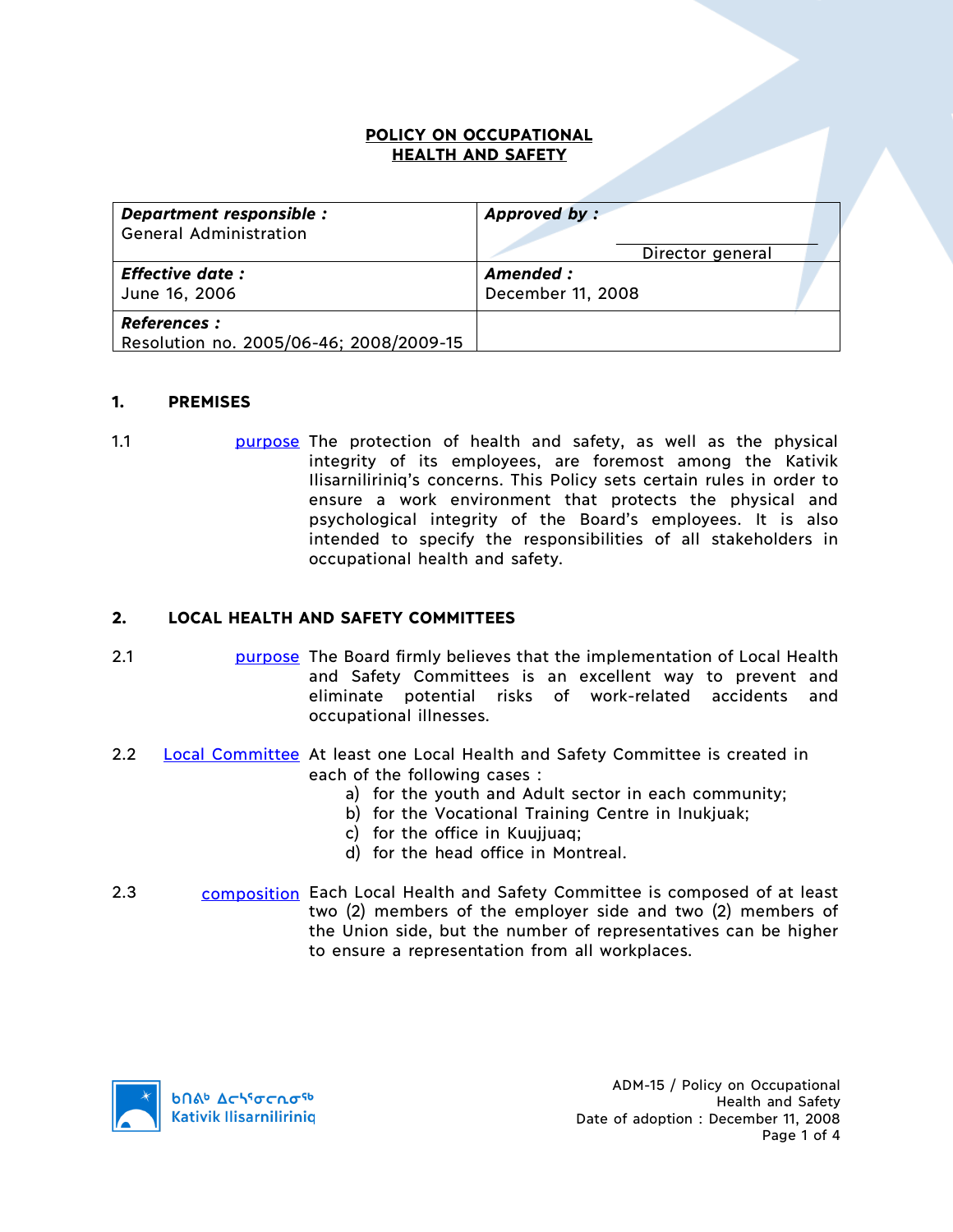# POLICY ON OCCUPATIONAL HEALTH AND SAFETY

| **Department responsible :** General Administration | **Approved by :** Director general |
|---|---|
| **Effective date :** June 16, 2006 | **Amended :** December 11, 2008 |
| **References :** Resolution no. 2005/06-46; 2008/2009-15 | |

## 1. PREMISES

1.1 purpose — The protection of health and safety, as well as the physical integrity of its employees, are foremost among the Kativik Ilisarniliriniq's concerns. This Policy sets certain rules in order to ensure a work environment that protects the physical and psychological integrity of the Board's employees. It is also intended to specify the responsibilities of all stakeholders in occupational health and safety.

## 2. LOCAL HEALTH AND SAFETY COMMITTEES

2.1 purpose — The Board firmly believes that the implementation of Local Health and Safety Committees is an excellent way to prevent and eliminate potential risks of work-related accidents and occupational illnesses.

2.2 Local Committee — At least one Local Health and Safety Committee is created in each of the following cases :

a) for the youth and Adult sector in each community;
b) for the Vocational Training Centre in Inukjuak;
c) for the office in Kuujjuaq;
d) for the head office in Montreal.

2.3 composition — Each Local Health and Safety Committee is composed of at least two (2) members of the employer side and two (2) members of the Union side, but the number of representatives can be higher to ensure a representation from all workplaces.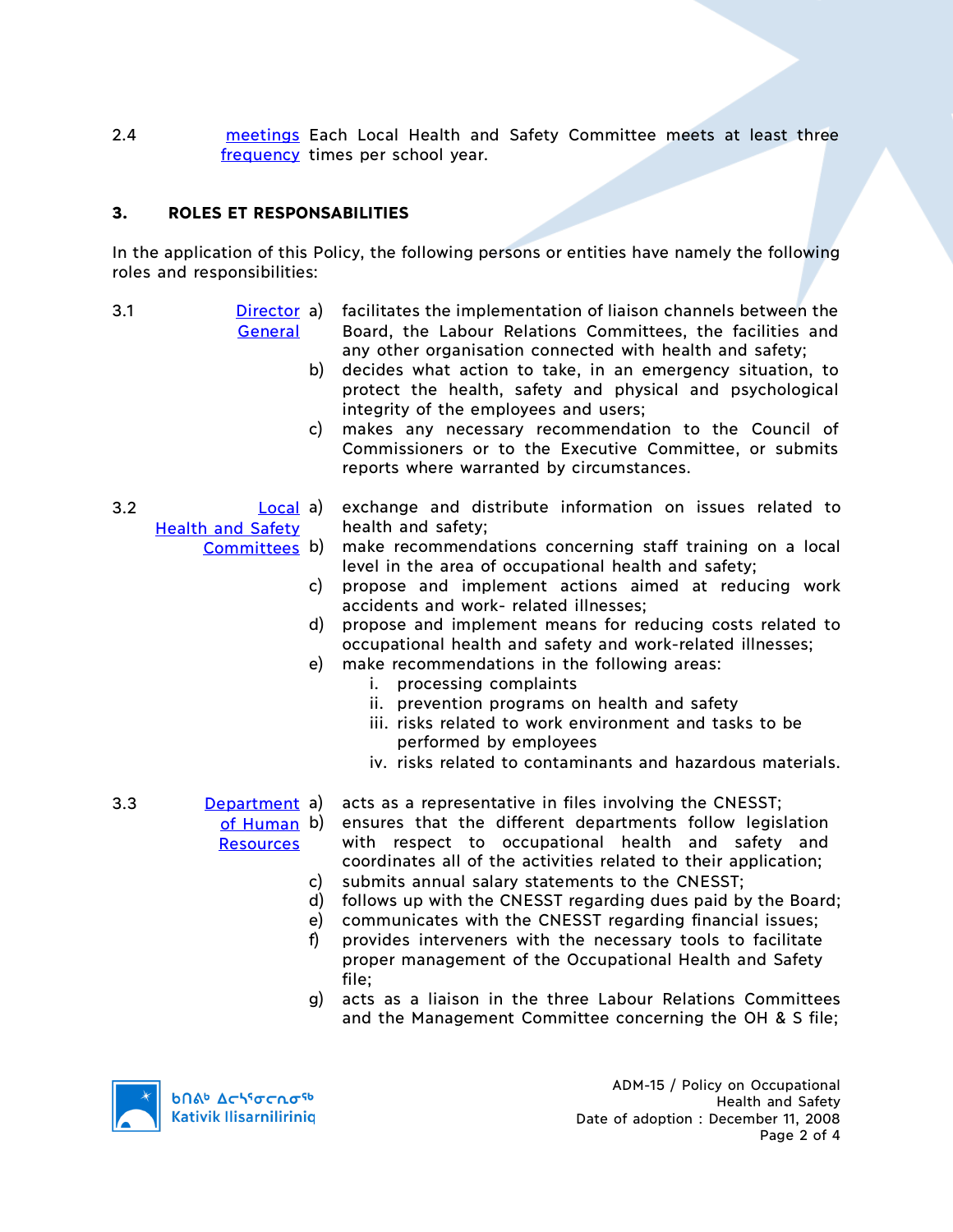2.4 meetings frequency — Each Local Health and Safety Committee meets at least three times per school year.

## 3. ROLES ET RESPONSABILITIES

In the application of this Policy, the following persons or entities have namely the following roles and responsibilities:

3.1 Director General

a) facilitates the implementation of liaison channels between the Board, the Labour Relations Committees, the facilities and any other organisation connected with health and safety;

b) decides what action to take, in an emergency situation, to protect the health, safety and physical and psychological integrity of the employees and users;

c) makes any necessary recommendation to the Council of Commissioners or to the Executive Committee, or submits reports where warranted by circumstances.

3.2 Local Health and Safety Committees

a) exchange and distribute information on issues related to health and safety;

b) make recommendations concerning staff training on a local level in the area of occupational health and safety;

c) propose and implement actions aimed at reducing work accidents and work- related illnesses;

d) propose and implement means for reducing costs related to occupational health and safety and work-related illnesses;

e) make recommendations in the following areas:

   i. processing complaints
   ii. prevention programs on health and safety
   iii. risks related to work environment and tasks to be performed by employees
   iv. risks related to contaminants and hazardous materials.

3.3 Department of Human Resources

a) acts as a representative in files involving the CNESST;

b) ensures that the different departments follow legislation with respect to occupational health and safety and coordinates all of the activities related to their application;

c) submits annual salary statements to the CNESST;

d) follows up with the CNESST regarding dues paid by the Board;

e) communicates with the CNESST regarding financial issues;

f) provides interveners with the necessary tools to facilitate proper management of the Occupational Health and Safety file;

g) acts as a liaison in the three Labour Relations Committees and the Management Committee concerning the OH & S file;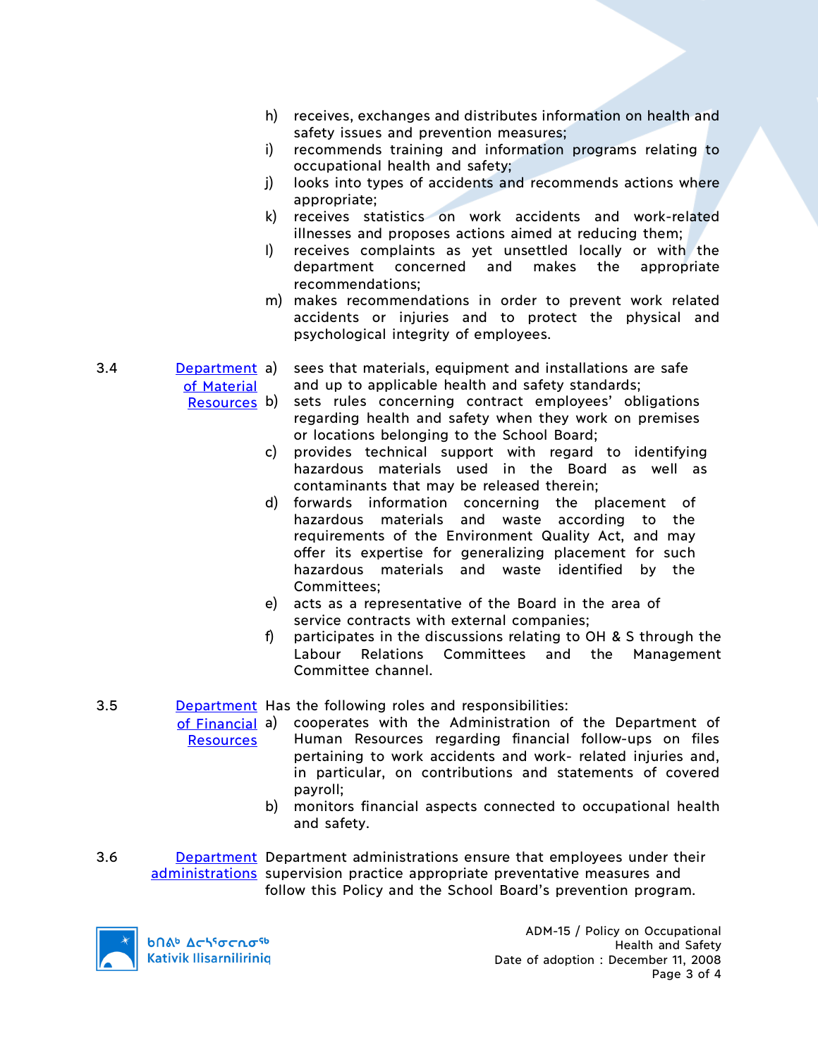h) receives, exchanges and distributes information on health and safety issues and prevention measures;

i) recommends training and information programs relating to occupational health and safety;

j) looks into types of accidents and recommends actions where appropriate;

k) receives statistics on work accidents and work-related illnesses and proposes actions aimed at reducing them;

l) receives complaints as yet unsettled locally or with the department concerned and makes the appropriate recommendations;

m) makes recommendations in order to prevent work related accidents or injuries and to protect the physical and psychological integrity of employees.

3.4 Department of Material Resources

a) sees that materials, equipment and installations are safe and up to applicable health and safety standards;

b) sets rules concerning contract employees' obligations regarding health and safety when they work on premises or locations belonging to the School Board;

c) provides technical support with regard to identifying hazardous materials used in the Board as well as contaminants that may be released therein;

d) forwards information concerning the placement of hazardous materials and waste according to the requirements of the Environment Quality Act, and may offer its expertise for generalizing placement for such hazardous materials and waste identified by the Committees;

e) acts as a representative of the Board in the area of service contracts with external companies;

f) participates in the discussions relating to OH & S through the Labour Relations Committees and the Management Committee channel.

3.5 Department of Financial Resources

Has the following roles and responsibilities:

a) cooperates with the Administration of the Department of Human Resources regarding financial follow-ups on files pertaining to work accidents and work- related injuries and, in particular, on contributions and statements of covered payroll;

b) monitors financial aspects connected to occupational health and safety.

3.6 Department administrations

Department administrations ensure that employees under their supervision practice appropriate preventative measures and follow this Policy and the School Board's prevention program.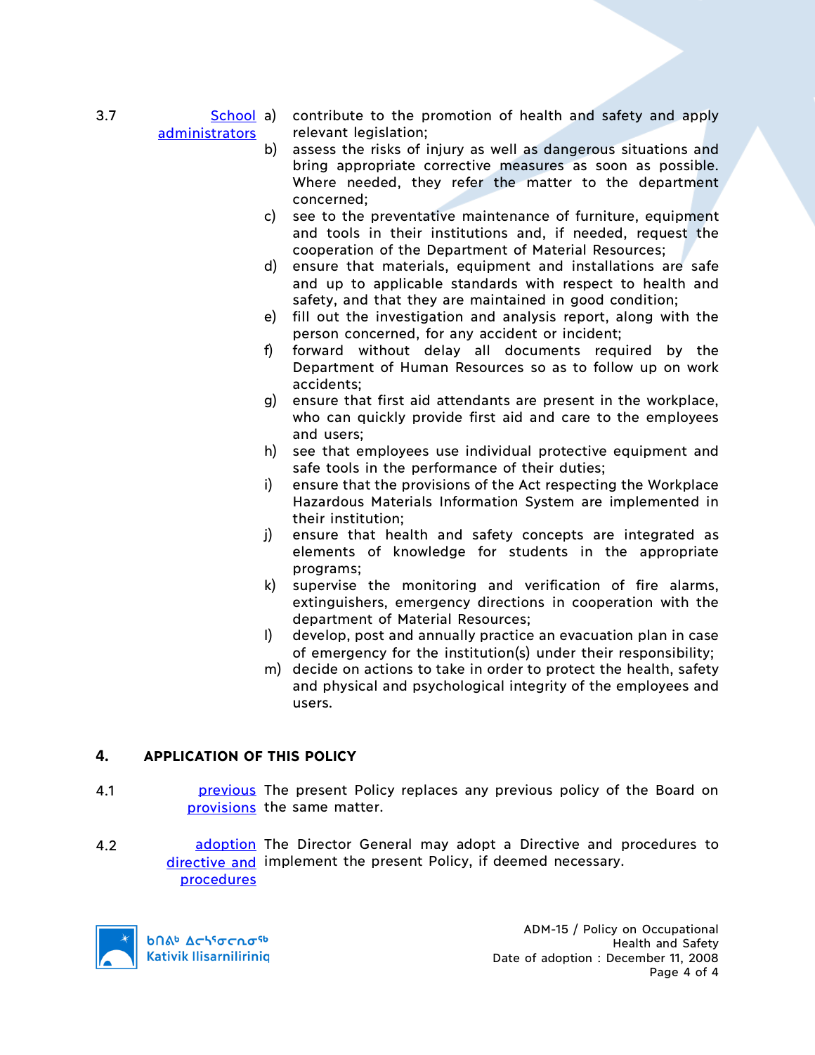3.7 School administrators

a) contribute to the promotion of health and safety and apply relevant legislation;

b) assess the risks of injury as well as dangerous situations and bring appropriate corrective measures as soon as possible. Where needed, they refer the matter to the department concerned;

c) see to the preventative maintenance of furniture, equipment and tools in their institutions and, if needed, request the cooperation of the Department of Material Resources;

d) ensure that materials, equipment and installations are safe and up to applicable standards with respect to health and safety, and that they are maintained in good condition;

e) fill out the investigation and analysis report, along with the person concerned, for any accident or incident;

f) forward without delay all documents required by the Department of Human Resources so as to follow up on work accidents;

g) ensure that first aid attendants are present in the workplace, who can quickly provide first aid and care to the employees and users;

h) see that employees use individual protective equipment and safe tools in the performance of their duties;

i) ensure that the provisions of the Act respecting the Workplace Hazardous Materials Information System are implemented in their institution;

j) ensure that health and safety concepts are integrated as elements of knowledge for students in the appropriate programs;

k) supervise the monitoring and verification of fire alarms, extinguishers, emergency directions in cooperation with the department of Material Resources;

l) develop, post and annually practice an evacuation plan in case of emergency for the institution(s) under their responsibility;

m) decide on actions to take in order to protect the health, safety and physical and psychological integrity of the employees and users.

## 4. APPLICATION OF THIS POLICY

4.1 previous provisions

The present Policy replaces any previous policy of the Board on the same matter.

4.2 adoption directive and procedures

The Director General may adopt a Directive and procedures to implement the present Policy, if deemed necessary.